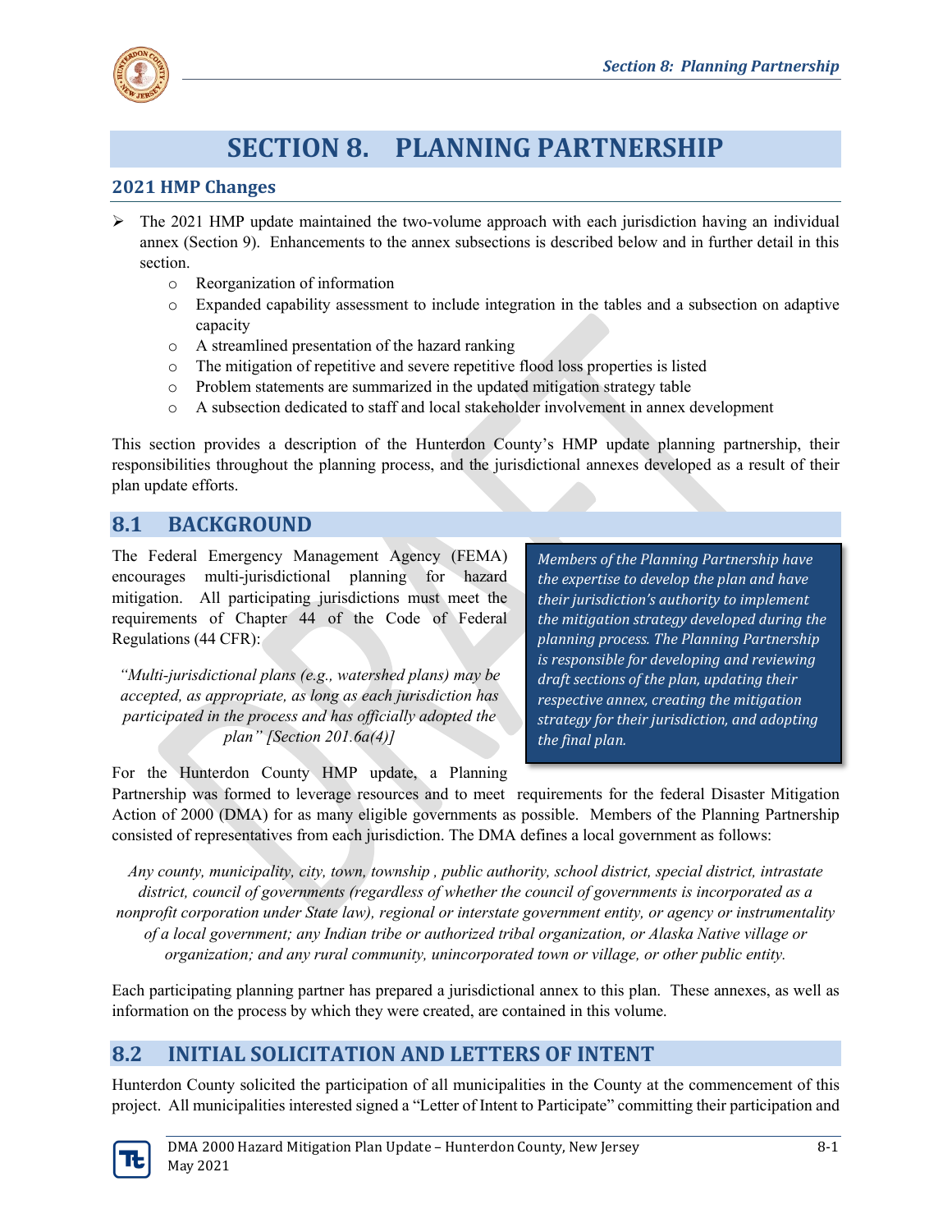# SECTION 8. PLANNING PARTNERSHIP

## 2021 HMP Changes

- The 2021 HMP update maintained the two-volume approach with each jurisdiction having an individual annex (Section 9). Enhancements to the annex subsections is described below and in further detail in this section.
  - Reorganization of information
  - Expanded capability assessment to include integration in the tables and a subsection on adaptive capacity
  - A streamlined presentation of the hazard ranking
  - The mitigation of repetitive and severe repetitive flood loss properties is listed
  - Problem statements are summarized in the updated mitigation strategy table
  - A subsection dedicated to staff and local stakeholder involvement in annex development

This section provides a description of the Hunterdon County's HMP update planning partnership, their responsibilities throughout the planning process, and the jurisdictional annexes developed as a result of their plan update efforts.

## 8.1 BACKGROUND

The Federal Emergency Management Agency (FEMA) encourages multi-jurisdictional planning for hazard mitigation. All participating jurisdictions must meet the requirements of Chapter 44 of the Code of Federal Regulations (44 CFR):

*"Multi-jurisdictional plans (e.g., watershed plans) may be accepted, as appropriate, as long as each jurisdiction has participated in the process and has officially adopted the plan" [Section 201.6a(4)]*

> *Members of the Planning Partnership have the expertise to develop the plan and have their jurisdiction's authority to implement the mitigation strategy developed during the planning process. The Planning Partnership is responsible for developing and reviewing draft sections of the plan, updating their respective annex, creating the mitigation strategy for their jurisdiction, and adopting the final plan.*

For the Hunterdon County HMP update, a Planning Partnership was formed to leverage resources and to meet requirements for the federal Disaster Mitigation Action of 2000 (DMA) for as many eligible governments as possible. Members of the Planning Partnership consisted of representatives from each jurisdiction. The DMA defines a local government as follows:

*Any county, municipality, city, town, township , public authority, school district, special district, intrastate district, council of governments (regardless of whether the council of governments is incorporated as a nonprofit corporation under State law), regional or interstate government entity, or agency or instrumentality of a local government; any Indian tribe or authorized tribal organization, or Alaska Native village or organization; and any rural community, unincorporated town or village, or other public entity.*

Each participating planning partner has prepared a jurisdictional annex to this plan. These annexes, as well as information on the process by which they were created, are contained in this volume.

## 8.2 INITIAL SOLICITATION AND LETTERS OF INTENT

Hunterdon County solicited the participation of all municipalities in the County at the commencement of this project. All municipalities interested signed a "Letter of Intent to Participate" committing their participation and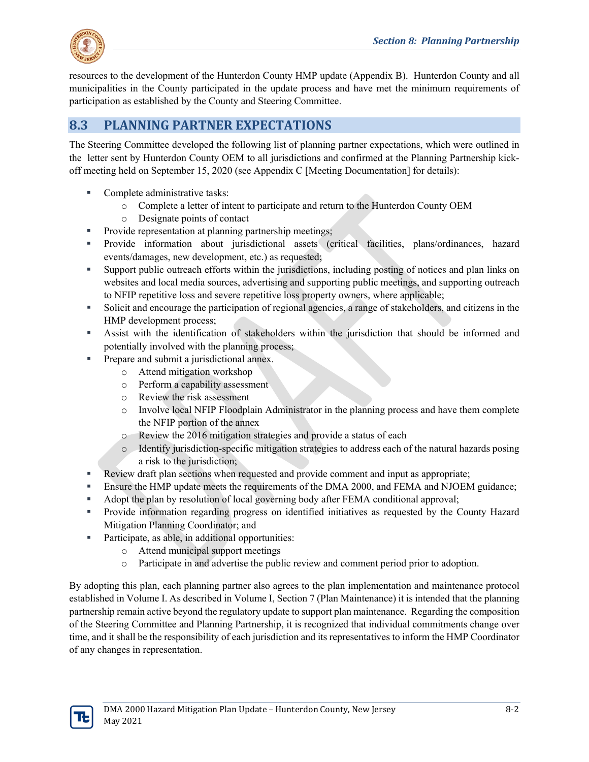resources to the development of the Hunterdon County HMP update (Appendix B). Hunterdon County and all municipalities in the County participated in the update process and have met the minimum requirements of participation as established by the County and Steering Committee.

## 8.3 PLANNING PARTNER EXPECTATIONS

The Steering Committee developed the following list of planning partner expectations, which were outlined in the letter sent by Hunterdon County OEM to all jurisdictions and confirmed at the Planning Partnership kick-off meeting held on September 15, 2020 (see Appendix C [Meeting Documentation] for details):

- Complete administrative tasks:
  - Complete a letter of intent to participate and return to the Hunterdon County OEM
  - Designate points of contact
- Provide representation at planning partnership meetings;
- Provide information about jurisdictional assets (critical facilities, plans/ordinances, hazard events/damages, new development, etc.) as requested;
- Support public outreach efforts within the jurisdictions, including posting of notices and plan links on websites and local media sources, advertising and supporting public meetings, and supporting outreach to NFIP repetitive loss and severe repetitive loss property owners, where applicable;
- Solicit and encourage the participation of regional agencies, a range of stakeholders, and citizens in the HMP development process;
- Assist with the identification of stakeholders within the jurisdiction that should be informed and potentially involved with the planning process;
- Prepare and submit a jurisdictional annex.
  - Attend mitigation workshop
  - Perform a capability assessment
  - Review the risk assessment
  - Involve local NFIP Floodplain Administrator in the planning process and have them complete the NFIP portion of the annex
  - Review the 2016 mitigation strategies and provide a status of each
  - Identify jurisdiction-specific mitigation strategies to address each of the natural hazards posing a risk to the jurisdiction;
- Review draft plan sections when requested and provide comment and input as appropriate;
- Ensure the HMP update meets the requirements of the DMA 2000, and FEMA and NJOEM guidance;
- Adopt the plan by resolution of local governing body after FEMA conditional approval;
- Provide information regarding progress on identified initiatives as requested by the County Hazard Mitigation Planning Coordinator; and
- Participate, as able, in additional opportunities:
  - Attend municipal support meetings
  - Participate in and advertise the public review and comment period prior to adoption.

By adopting this plan, each planning partner also agrees to the plan implementation and maintenance protocol established in Volume I. As described in Volume I, Section 7 (Plan Maintenance) it is intended that the planning partnership remain active beyond the regulatory update to support plan maintenance. Regarding the composition of the Steering Committee and Planning Partnership, it is recognized that individual commitments change over time, and it shall be the responsibility of each jurisdiction and its representatives to inform the HMP Coordinator of any changes in representation.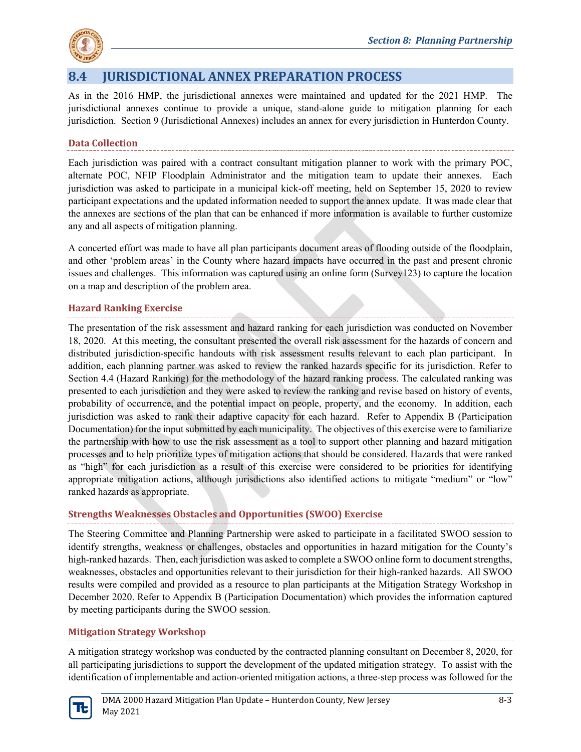## 8.4 JURISDICTIONAL ANNEX PREPARATION PROCESS

As in the 2016 HMP, the jurisdictional annexes were maintained and updated for the 2021 HMP. The jurisdictional annexes continue to provide a unique, stand-alone guide to mitigation planning for each jurisdiction. Section 9 (Jurisdictional Annexes) includes an annex for every jurisdiction in Hunterdon County.

### Data Collection

Each jurisdiction was paired with a contract consultant mitigation planner to work with the primary POC, alternate POC, NFIP Floodplain Administrator and the mitigation team to update their annexes. Each jurisdiction was asked to participate in a municipal kick-off meeting, held on September 15, 2020 to review participant expectations and the updated information needed to support the annex update. It was made clear that the annexes are sections of the plan that can be enhanced if more information is available to further customize any and all aspects of mitigation planning.

A concerted effort was made to have all plan participants document areas of flooding outside of the floodplain, and other 'problem areas' in the County where hazard impacts have occurred in the past and present chronic issues and challenges. This information was captured using an online form (Survey123) to capture the location on a map and description of the problem area.

### Hazard Ranking Exercise

The presentation of the risk assessment and hazard ranking for each jurisdiction was conducted on November 18, 2020. At this meeting, the consultant presented the overall risk assessment for the hazards of concern and distributed jurisdiction-specific handouts with risk assessment results relevant to each plan participant. In addition, each planning partner was asked to review the ranked hazards specific for its jurisdiction. Refer to Section 4.4 (Hazard Ranking) for the methodology of the hazard ranking process. The calculated ranking was presented to each jurisdiction and they were asked to review the ranking and revise based on history of events, probability of occurrence, and the potential impact on people, property, and the economy. In addition, each jurisdiction was asked to rank their adaptive capacity for each hazard. Refer to Appendix B (Participation Documentation) for the input submitted by each municipality. The objectives of this exercise were to familiarize the partnership with how to use the risk assessment as a tool to support other planning and hazard mitigation processes and to help prioritize types of mitigation actions that should be considered. Hazards that were ranked as "high" for each jurisdiction as a result of this exercise were considered to be priorities for identifying appropriate mitigation actions, although jurisdictions also identified actions to mitigate "medium" or "low" ranked hazards as appropriate.

### Strengths Weaknesses Obstacles and Opportunities (SWOO) Exercise

The Steering Committee and Planning Partnership were asked to participate in a facilitated SWOO session to identify strengths, weakness or challenges, obstacles and opportunities in hazard mitigation for the County's high-ranked hazards. Then, each jurisdiction was asked to complete a SWOO online form to document strengths, weaknesses, obstacles and opportunities relevant to their jurisdiction for their high-ranked hazards. All SWOO results were compiled and provided as a resource to plan participants at the Mitigation Strategy Workshop in December 2020. Refer to Appendix B (Participation Documentation) which provides the information captured by meeting participants during the SWOO session.

### Mitigation Strategy Workshop

A mitigation strategy workshop was conducted by the contracted planning consultant on December 8, 2020, for all participating jurisdictions to support the development of the updated mitigation strategy. To assist with the identification of implementable and action-oriented mitigation actions, a three-step process was followed for the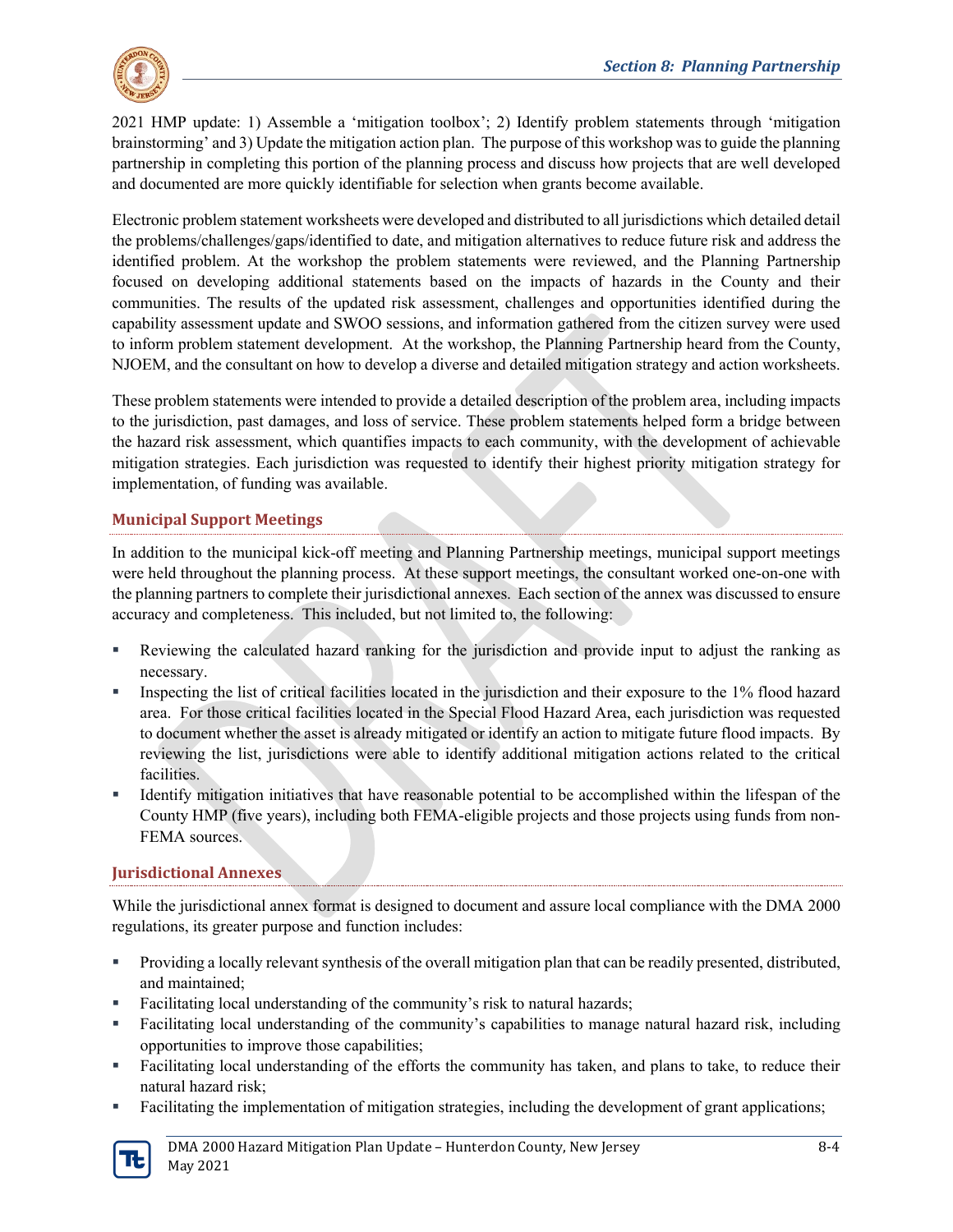2021 HMP update: 1) Assemble a 'mitigation toolbox'; 2) Identify problem statements through 'mitigation brainstorming' and 3) Update the mitigation action plan. The purpose of this workshop was to guide the planning partnership in completing this portion of the planning process and discuss how projects that are well developed and documented are more quickly identifiable for selection when grants become available.

Electronic problem statement worksheets were developed and distributed to all jurisdictions which detailed detail the problems/challenges/gaps/identified to date, and mitigation alternatives to reduce future risk and address the identified problem. At the workshop the problem statements were reviewed, and the Planning Partnership focused on developing additional statements based on the impacts of hazards in the County and their communities. The results of the updated risk assessment, challenges and opportunities identified during the capability assessment update and SWOO sessions, and information gathered from the citizen survey were used to inform problem statement development. At the workshop, the Planning Partnership heard from the County, NJOEM, and the consultant on how to develop a diverse and detailed mitigation strategy and action worksheets.

These problem statements were intended to provide a detailed description of the problem area, including impacts to the jurisdiction, past damages, and loss of service. These problem statements helped form a bridge between the hazard risk assessment, which quantifies impacts to each community, with the development of achievable mitigation strategies. Each jurisdiction was requested to identify their highest priority mitigation strategy for implementation, of funding was available.

### Municipal Support Meetings

In addition to the municipal kick-off meeting and Planning Partnership meetings, municipal support meetings were held throughout the planning process. At these support meetings, the consultant worked one-on-one with the planning partners to complete their jurisdictional annexes. Each section of the annex was discussed to ensure accuracy and completeness. This included, but not limited to, the following:

- Reviewing the calculated hazard ranking for the jurisdiction and provide input to adjust the ranking as necessary.
- Inspecting the list of critical facilities located in the jurisdiction and their exposure to the 1% flood hazard area. For those critical facilities located in the Special Flood Hazard Area, each jurisdiction was requested to document whether the asset is already mitigated or identify an action to mitigate future flood impacts. By reviewing the list, jurisdictions were able to identify additional mitigation actions related to the critical facilities.
- Identify mitigation initiatives that have reasonable potential to be accomplished within the lifespan of the County HMP (five years), including both FEMA-eligible projects and those projects using funds from non-FEMA sources.

### Jurisdictional Annexes

While the jurisdictional annex format is designed to document and assure local compliance with the DMA 2000 regulations, its greater purpose and function includes:

- Providing a locally relevant synthesis of the overall mitigation plan that can be readily presented, distributed, and maintained;
- Facilitating local understanding of the community's risk to natural hazards;
- Facilitating local understanding of the community's capabilities to manage natural hazard risk, including opportunities to improve those capabilities;
- Facilitating local understanding of the efforts the community has taken, and plans to take, to reduce their natural hazard risk;
- Facilitating the implementation of mitigation strategies, including the development of grant applications;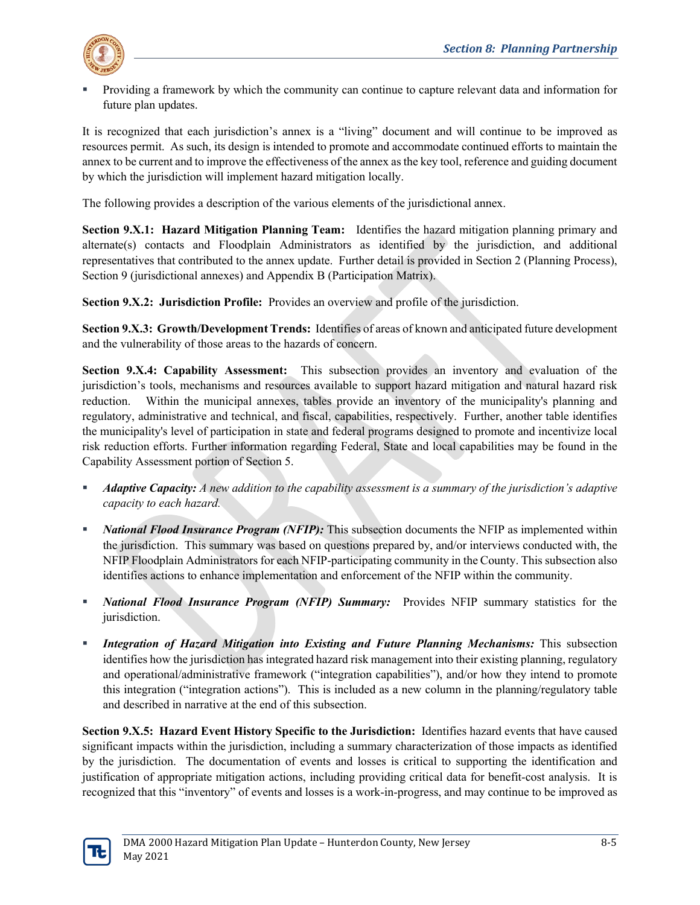- Providing a framework by which the community can continue to capture relevant data and information for future plan updates.

It is recognized that each jurisdiction's annex is a "living" document and will continue to be improved as resources permit. As such, its design is intended to promote and accommodate continued efforts to maintain the annex to be current and to improve the effectiveness of the annex as the key tool, reference and guiding document by which the jurisdiction will implement hazard mitigation locally.

The following provides a description of the various elements of the jurisdictional annex.

**Section 9.X.1: Hazard Mitigation Planning Team:** Identifies the hazard mitigation planning primary and alternate(s) contacts and Floodplain Administrators as identified by the jurisdiction, and additional representatives that contributed to the annex update. Further detail is provided in Section 2 (Planning Process), Section 9 (jurisdictional annexes) and Appendix B (Participation Matrix).

**Section 9.X.2: Jurisdiction Profile:** Provides an overview and profile of the jurisdiction.

**Section 9.X.3: Growth/Development Trends:** Identifies of areas of known and anticipated future development and the vulnerability of those areas to the hazards of concern.

**Section 9.X.4: Capability Assessment:** This subsection provides an inventory and evaluation of the jurisdiction's tools, mechanisms and resources available to support hazard mitigation and natural hazard risk reduction. Within the municipal annexes, tables provide an inventory of the municipality's planning and regulatory, administrative and technical, and fiscal, capabilities, respectively. Further, another table identifies the municipality's level of participation in state and federal programs designed to promote and incentivize local risk reduction efforts. Further information regarding Federal, State and local capabilities may be found in the Capability Assessment portion of Section 5.

- ***Adaptive Capacity:*** *A new addition to the capability assessment is a summary of the jurisdiction's adaptive capacity to each hazard.*
- ***National Flood Insurance Program (NFIP):*** This subsection documents the NFIP as implemented within the jurisdiction. This summary was based on questions prepared by, and/or interviews conducted with, the NFIP Floodplain Administrators for each NFIP-participating community in the County. This subsection also identifies actions to enhance implementation and enforcement of the NFIP within the community.
- ***National Flood Insurance Program (NFIP) Summary:*** Provides NFIP summary statistics for the jurisdiction.
- ***Integration of Hazard Mitigation into Existing and Future Planning Mechanisms:*** This subsection identifies how the jurisdiction has integrated hazard risk management into their existing planning, regulatory and operational/administrative framework ("integration capabilities"), and/or how they intend to promote this integration ("integration actions"). This is included as a new column in the planning/regulatory table and described in narrative at the end of this subsection.

**Section 9.X.5: Hazard Event History Specific to the Jurisdiction:** Identifies hazard events that have caused significant impacts within the jurisdiction, including a summary characterization of those impacts as identified by the jurisdiction. The documentation of events and losses is critical to supporting the identification and justification of appropriate mitigation actions, including providing critical data for benefit-cost analysis. It is recognized that this "inventory" of events and losses is a work-in-progress, and may continue to be improved as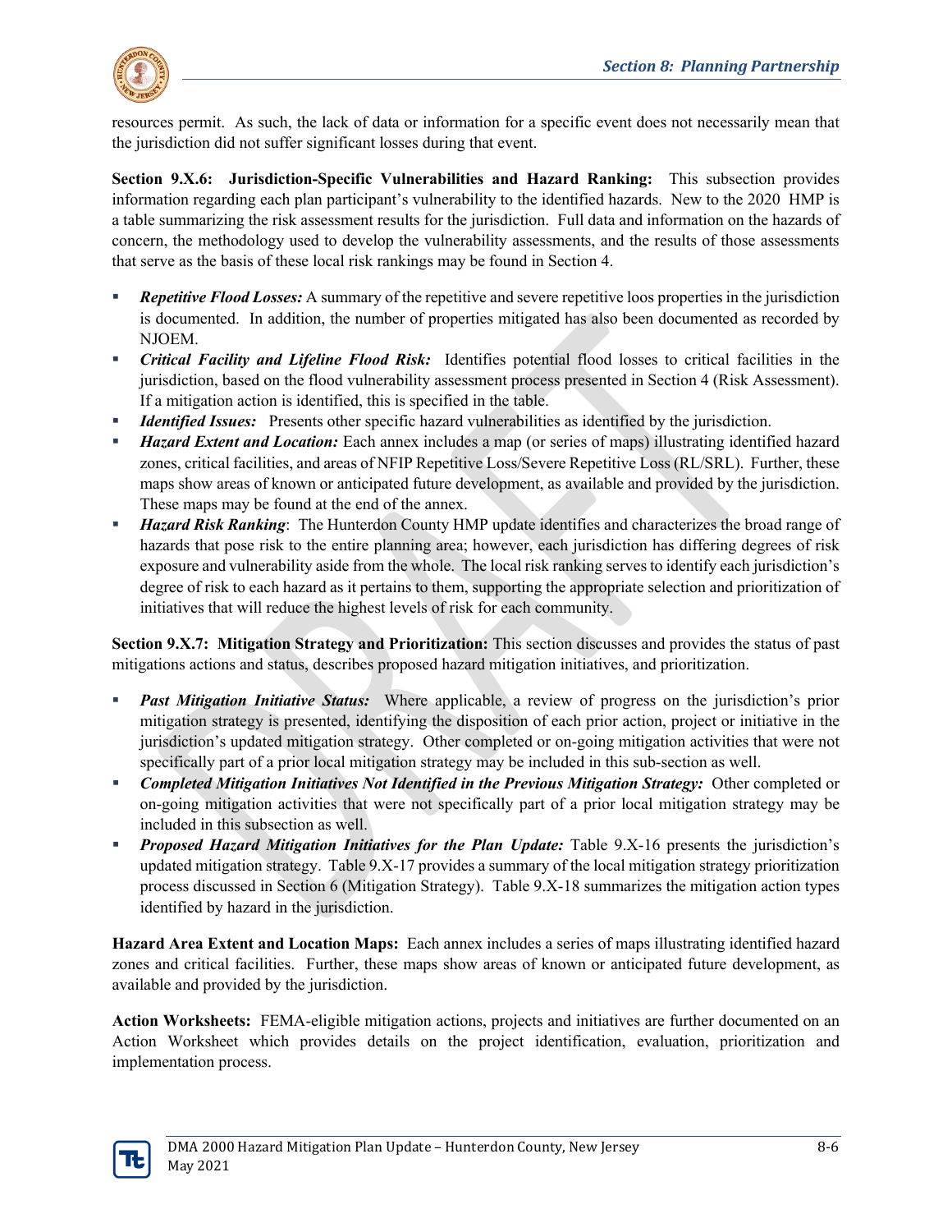resources permit. As such, the lack of data or information for a specific event does not necessarily mean that the jurisdiction did not suffer significant losses during that event.

**Section 9.X.6: Jurisdiction-Specific Vulnerabilities and Hazard Ranking:** This subsection provides information regarding each plan participant's vulnerability to the identified hazards. New to the 2020 HMP is a table summarizing the risk assessment results for the jurisdiction. Full data and information on the hazards of concern, the methodology used to develop the vulnerability assessments, and the results of those assessments that serve as the basis of these local risk rankings may be found in Section 4.

- ***Repetitive Flood Losses:*** A summary of the repetitive and severe repetitive loos properties in the jurisdiction is documented. In addition, the number of properties mitigated has also been documented as recorded by NJOEM.
- ***Critical Facility and Lifeline Flood Risk:*** Identifies potential flood losses to critical facilities in the jurisdiction, based on the flood vulnerability assessment process presented in Section 4 (Risk Assessment). If a mitigation action is identified, this is specified in the table.
- ***Identified Issues:*** Presents other specific hazard vulnerabilities as identified by the jurisdiction.
- ***Hazard Extent and Location:*** Each annex includes a map (or series of maps) illustrating identified hazard zones, critical facilities, and areas of NFIP Repetitive Loss/Severe Repetitive Loss (RL/SRL). Further, these maps show areas of known or anticipated future development, as available and provided by the jurisdiction. These maps may be found at the end of the annex.
- ***Hazard Risk Ranking***: The Hunterdon County HMP update identifies and characterizes the broad range of hazards that pose risk to the entire planning area; however, each jurisdiction has differing degrees of risk exposure and vulnerability aside from the whole. The local risk ranking serves to identify each jurisdiction's degree of risk to each hazard as it pertains to them, supporting the appropriate selection and prioritization of initiatives that will reduce the highest levels of risk for each community.

**Section 9.X.7: Mitigation Strategy and Prioritization:** This section discusses and provides the status of past mitigations actions and status, describes proposed hazard mitigation initiatives, and prioritization.

- ***Past Mitigation Initiative Status:*** Where applicable, a review of progress on the jurisdiction's prior mitigation strategy is presented, identifying the disposition of each prior action, project or initiative in the jurisdiction's updated mitigation strategy. Other completed or on-going mitigation activities that were not specifically part of a prior local mitigation strategy may be included in this sub-section as well.
- ***Completed Mitigation Initiatives Not Identified in the Previous Mitigation Strategy:*** Other completed or on-going mitigation activities that were not specifically part of a prior local mitigation strategy may be included in this subsection as well.
- ***Proposed Hazard Mitigation Initiatives for the Plan Update:*** Table 9.X-16 presents the jurisdiction's updated mitigation strategy. Table 9.X-17 provides a summary of the local mitigation strategy prioritization process discussed in Section 6 (Mitigation Strategy). Table 9.X-18 summarizes the mitigation action types identified by hazard in the jurisdiction.

**Hazard Area Extent and Location Maps:** Each annex includes a series of maps illustrating identified hazard zones and critical facilities. Further, these maps show areas of known or anticipated future development, as available and provided by the jurisdiction.

**Action Worksheets:** FEMA-eligible mitigation actions, projects and initiatives are further documented on an Action Worksheet which provides details on the project identification, evaluation, prioritization and implementation process.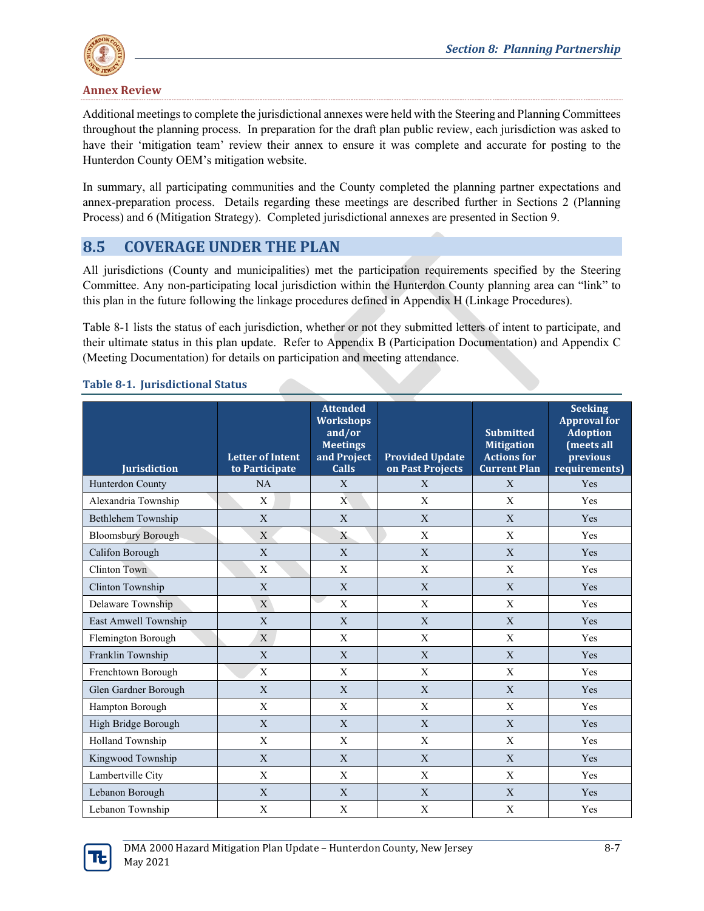### Annex Review

Additional meetings to complete the jurisdictional annexes were held with the Steering and Planning Committees throughout the planning process. In preparation for the draft plan public review, each jurisdiction was asked to have their 'mitigation team' review their annex to ensure it was complete and accurate for posting to the Hunterdon County OEM's mitigation website.

In summary, all participating communities and the County completed the planning partner expectations and annex-preparation process. Details regarding these meetings are described further in Sections 2 (Planning Process) and 6 (Mitigation Strategy). Completed jurisdictional annexes are presented in Section 9.

## 8.5 COVERAGE UNDER THE PLAN

All jurisdictions (County and municipalities) met the participation requirements specified by the Steering Committee. Any non-participating local jurisdiction within the Hunterdon County planning area can "link" to this plan in the future following the linkage procedures defined in Appendix H (Linkage Procedures).

Table 8-1 lists the status of each jurisdiction, whether or not they submitted letters of intent to participate, and their ultimate status in this plan update. Refer to Appendix B (Participation Documentation) and Appendix C (Meeting Documentation) for details on participation and meeting attendance.

**Table 8-1. Jurisdictional Status**

| Jurisdiction | Letter of Intent to Participate | Attended Workshops and/or Meetings and Project Calls | Provided Update on Past Projects | Submitted Mitigation Actions for Current Plan | Seeking Approval for Adoption (meets all previous requirements) |
|---|---|---|---|---|---|
| Hunterdon County | NA | X | X | X | Yes |
| Alexandria Township | X | X | X | X | Yes |
| Bethlehem Township | X | X | X | X | Yes |
| Bloomsbury Borough | X | X | X | X | Yes |
| Califon Borough | X | X | X | X | Yes |
| Clinton Town | X | X | X | X | Yes |
| Clinton Township | X | X | X | X | Yes |
| Delaware Township | X | X | X | X | Yes |
| East Amwell Township | X | X | X | X | Yes |
| Flemington Borough | X | X | X | X | Yes |
| Franklin Township | X | X | X | X | Yes |
| Frenchtown Borough | X | X | X | X | Yes |
| Glen Gardner Borough | X | X | X | X | Yes |
| Hampton Borough | X | X | X | X | Yes |
| High Bridge Borough | X | X | X | X | Yes |
| Holland Township | X | X | X | X | Yes |
| Kingwood Township | X | X | X | X | Yes |
| Lambertville City | X | X | X | X | Yes |
| Lebanon Borough | X | X | X | X | Yes |
| Lebanon Township | X | X | X | X | Yes |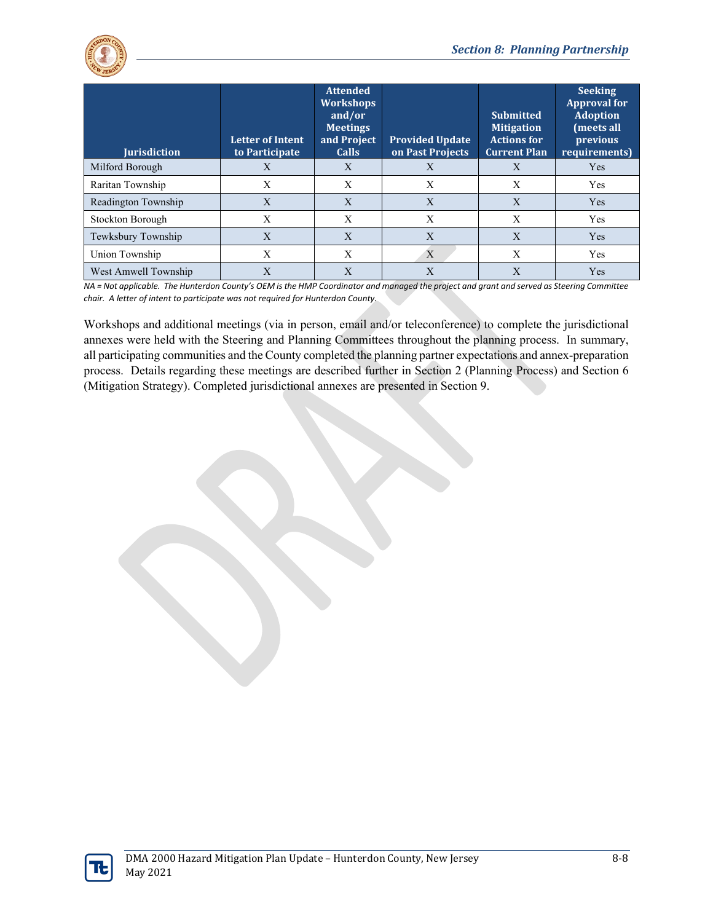| Jurisdiction | Letter of Intent to Participate | Attended Workshops and/or Meetings and Project Calls | Provided Update on Past Projects | Submitted Mitigation Actions for Current Plan | Seeking Approval for Adoption (meets all previous requirements) |
|---|---|---|---|---|---|
| Milford Borough | X | X | X | X | Yes |
| Raritan Township | X | X | X | X | Yes |
| Readington Township | X | X | X | X | Yes |
| Stockton Borough | X | X | X | X | Yes |
| Tewksbury Township | X | X | X | X | Yes |
| Union Township | X | X | X | X | Yes |
| West Amwell Township | X | X | X | X | Yes |

*NA = Not applicable. The Hunterdon County's OEM is the HMP Coordinator and managed the project and grant and served as Steering Committee chair. A letter of intent to participate was not required for Hunterdon County.*

Workshops and additional meetings (via in person, email and/or teleconference) to complete the jurisdictional annexes were held with the Steering and Planning Committees throughout the planning process. In summary, all participating communities and the County completed the planning partner expectations and annex-preparation process. Details regarding these meetings are described further in Section 2 (Planning Process) and Section 6 (Mitigation Strategy). Completed jurisdictional annexes are presented in Section 9.